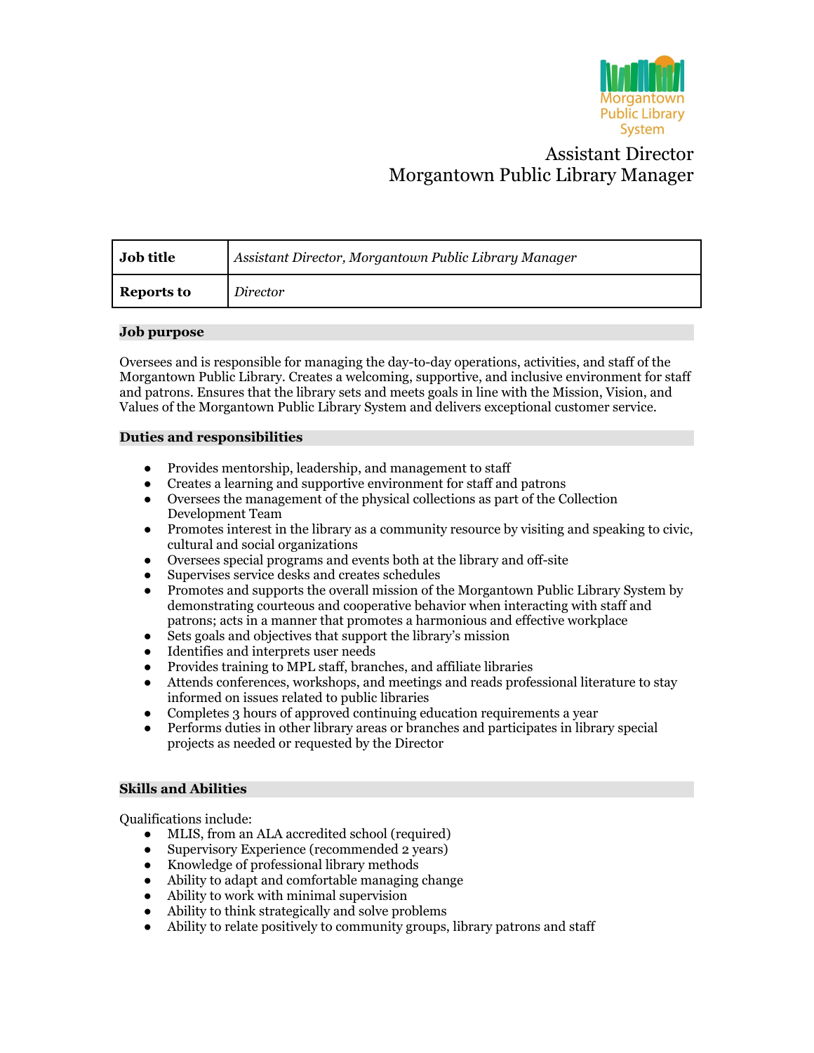Morgantown Public Library System

# Assistant Director
# Morgantown Public Library Manager

| **Job title** | *Assistant Director, Morgantown Public Library Manager* |
|---|---|
| **Reports to** | *Director* |

## Job purpose

Oversees and is responsible for managing the day-to-day operations, activities, and staff of the Morgantown Public Library. Creates a welcoming, supportive, and inclusive environment for staff and patrons. Ensures that the library sets and meets goals in line with the Mission, Vision, and Values of the Morgantown Public Library System and delivers exceptional customer service.

## Duties and responsibilities

- Provides mentorship, leadership, and management to staff
- Creates a learning and supportive environment for staff and patrons
- Oversees the management of the physical collections as part of the Collection Development Team
- Promotes interest in the library as a community resource by visiting and speaking to civic, cultural and social organizations
- Oversees special programs and events both at the library and off-site
- Supervises service desks and creates schedules
- Promotes and supports the overall mission of the Morgantown Public Library System by demonstrating courteous and cooperative behavior when interacting with staff and patrons; acts in a manner that promotes a harmonious and effective workplace
- Sets goals and objectives that support the library's mission
- Identifies and interprets user needs
- Provides training to MPL staff, branches, and affiliate libraries
- Attends conferences, workshops, and meetings and reads professional literature to stay informed on issues related to public libraries
- Completes 3 hours of approved continuing education requirements a year
- Performs duties in other library areas or branches and participates in library special projects as needed or requested by the Director

## Skills and Abilities

Qualifications include:

- MLIS, from an ALA accredited school (required)
- Supervisory Experience (recommended 2 years)
- Knowledge of professional library methods
- Ability to adapt and comfortable managing change
- Ability to work with minimal supervision
- Ability to think strategically and solve problems
- Ability to relate positively to community groups, library patrons and staff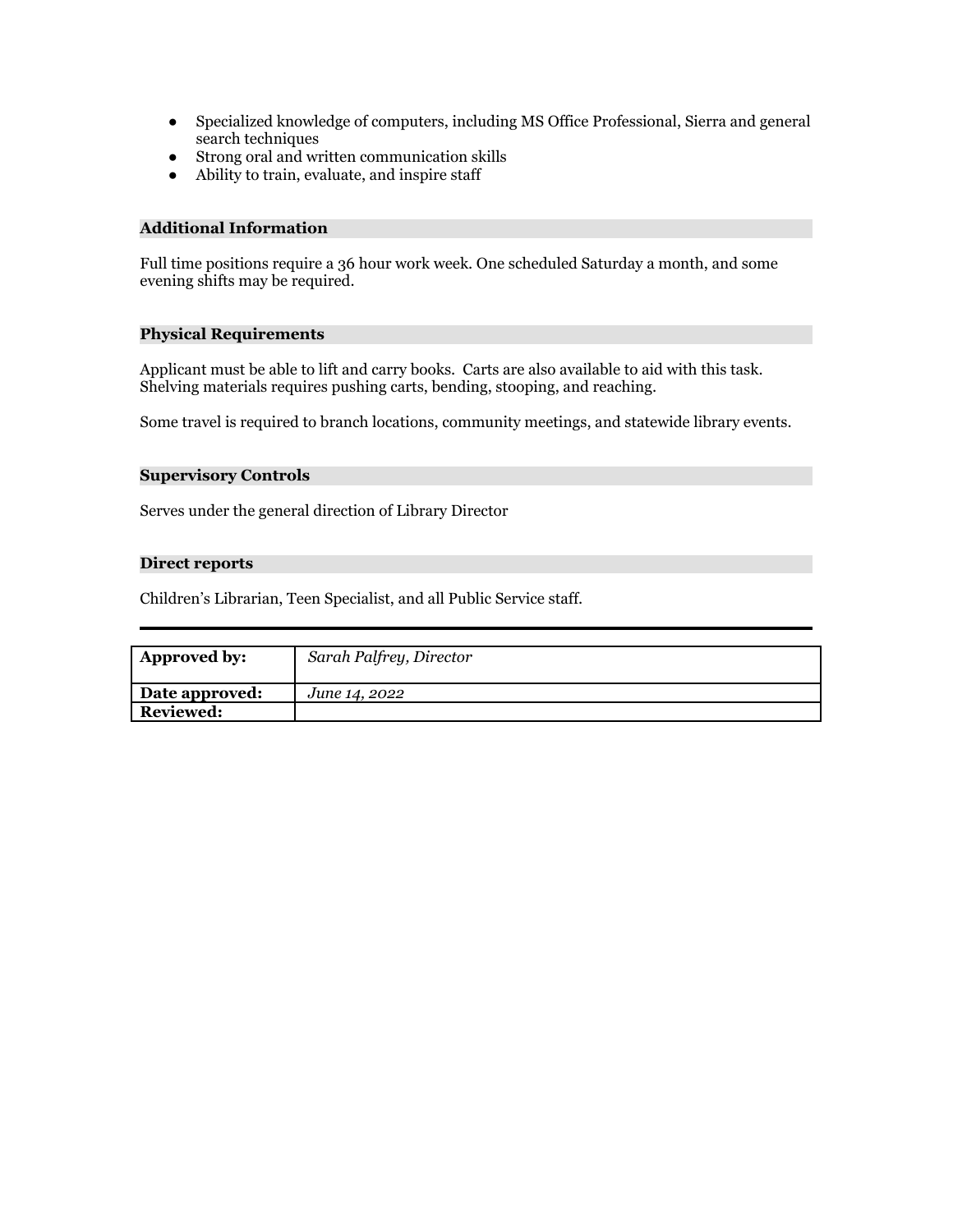- Specialized knowledge of computers, including MS Office Professional, Sierra and general search techniques
- Strong oral and written communication skills
- Ability to train, evaluate, and inspire staff

## Additional Information

Full time positions require a 36 hour work week. One scheduled Saturday a month, and some evening shifts may be required.

## Physical Requirements

Applicant must be able to lift and carry books. Carts are also available to aid with this task. Shelving materials requires pushing carts, bending, stooping, and reaching.

Some travel is required to branch locations, community meetings, and statewide library events.

## Supervisory Controls

Serves under the general direction of Library Director

## Direct reports

Children's Librarian, Teen Specialist, and all Public Service staff.

---

| | |
|---|---|
| **Approved by:** | *Sarah Palfrey, Director* |
| **Date approved:** | *June 14, 2022* |
| **Reviewed:** | |